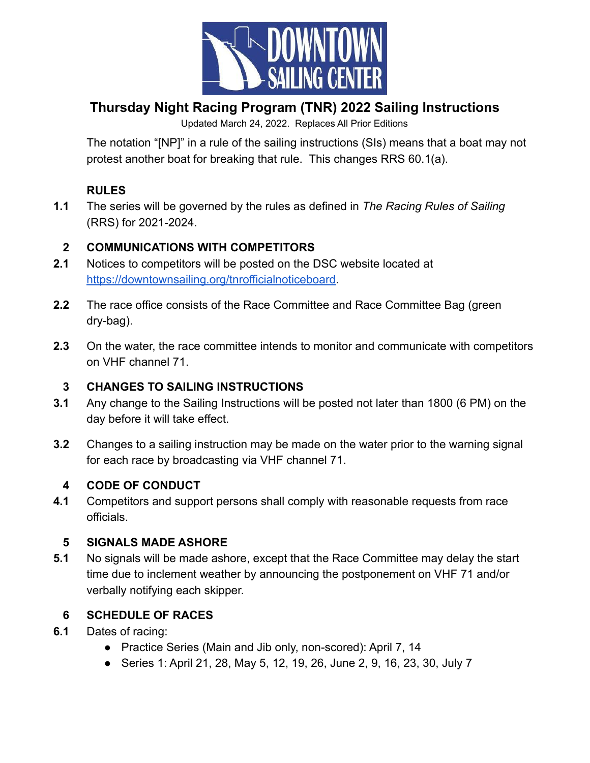# Thursday Night Racing Program (TNR) 2022 Sailing Instructions

Updated March 24, 2022. Replaces All Prior Editions

The notation "[NP]" in a rule of the sailing instructions (SIs) means that a boat may not protest another boat for breaking that rule. This changes RRS 60.1(a).

## RULES

**1.1** The series will be governed by the rules as defined in *The Racing Rules of Sailing* (RRS) for 2021-2024.

## 2 COMMUNICATIONS WITH COMPETITORS

**2.1** Notices to competitors will be posted on the DSC website located at https://downtownsailing.org/tnrofficialnoticeboard.

**2.2** The race office consists of the Race Committee and Race Committee Bag (green dry-bag).

**2.3** On the water, the race committee intends to monitor and communicate with competitors on VHF channel 71.

## 3 CHANGES TO SAILING INSTRUCTIONS

**3.1** Any change to the Sailing Instructions will be posted not later than 1800 (6 PM) on the day before it will take effect.

**3.2** Changes to a sailing instruction may be made on the water prior to the warning signal for each race by broadcasting via VHF channel 71.

## 4 CODE OF CONDUCT

**4.1** Competitors and support persons shall comply with reasonable requests from race officials.

## 5 SIGNALS MADE ASHORE

**5.1** No signals will be made ashore, except that the Race Committee may delay the start time due to inclement weather by announcing the postponement on VHF 71 and/or verbally notifying each skipper.

## 6 SCHEDULE OF RACES

**6.1** Dates of racing:

- Practice Series (Main and Jib only, non-scored): April 7, 14
- Series 1: April 21, 28, May 5, 12, 19, 26, June 2, 9, 16, 23, 30, July 7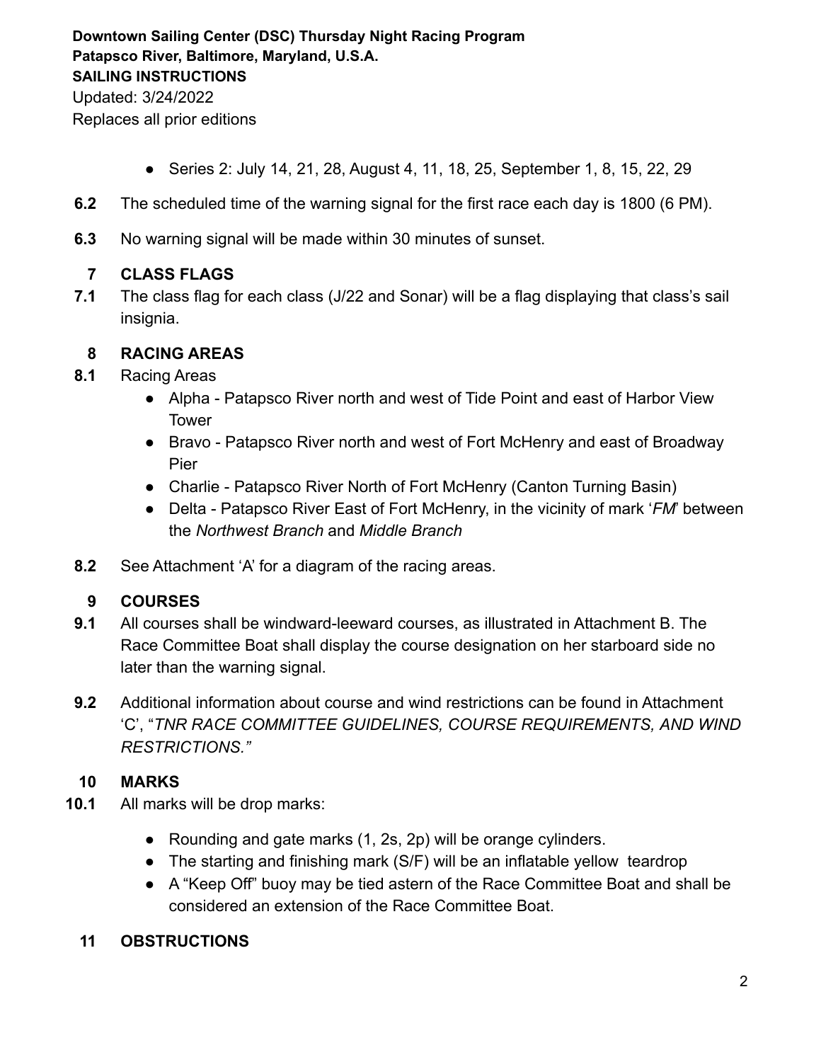- Series 2: July 14, 21, 28, August 4, 11, 18, 25, September 1, 8, 15, 22, 29

**6.2** The scheduled time of the warning signal for the first race each day is 1800 (6 PM).

**6.3** No warning signal will be made within 30 minutes of sunset.

## 7 CLASS FLAGS

**7.1** The class flag for each class (J/22 and Sonar) will be a flag displaying that class's sail insignia.

## 8 RACING AREAS

**8.1** Racing Areas

- Alpha - Patapsco River north and west of Tide Point and east of Harbor View Tower
- Bravo - Patapsco River north and west of Fort McHenry and east of Broadway Pier
- Charlie - Patapsco River North of Fort McHenry (Canton Turning Basin)
- Delta - Patapsco River East of Fort McHenry, in the vicinity of mark '*FM*' between the *Northwest Branch* and *Middle Branch*

**8.2** See Attachment 'A' for a diagram of the racing areas.

## 9 COURSES

**9.1** All courses shall be windward-leeward courses, as illustrated in Attachment B. The Race Committee Boat shall display the course designation on her starboard side no later than the warning signal.

**9.2** Additional information about course and wind restrictions can be found in Attachment 'C', "*TNR RACE COMMITTEE GUIDELINES, COURSE REQUIREMENTS, AND WIND RESTRICTIONS."*

## 10 MARKS

**10.1** All marks will be drop marks:

- Rounding and gate marks (1, 2s, 2p) will be orange cylinders.
- The starting and finishing mark (S/F) will be an inflatable yellow teardrop
- A "Keep Off" buoy may be tied astern of the Race Committee Boat and shall be considered an extension of the Race Committee Boat.

## 11 OBSTRUCTIONS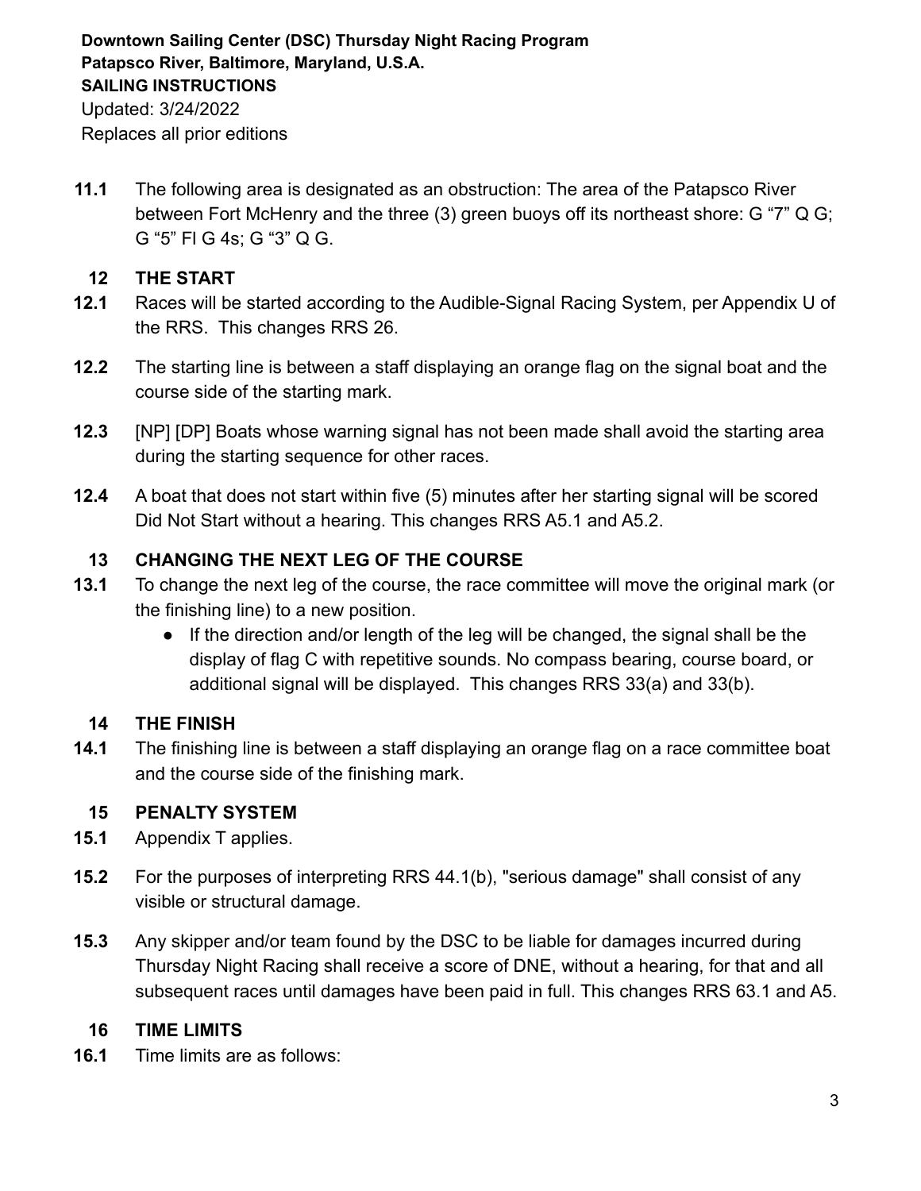**11.1** The following area is designated as an obstruction: The area of the Patapsco River between Fort McHenry and the three (3) green buoys off its northeast shore: G “7” Q G; G “5” Fl G 4s; G “3” Q G.

## 12 THE START

**12.1** Races will be started according to the Audible-Signal Racing System, per Appendix U of the RRS. This changes RRS 26.

**12.2** The starting line is between a staff displaying an orange flag on the signal boat and the course side of the starting mark.

**12.3** [NP] [DP] Boats whose warning signal has not been made shall avoid the starting area during the starting sequence for other races.

**12.4** A boat that does not start within five (5) minutes after her starting signal will be scored Did Not Start without a hearing. This changes RRS A5.1 and A5.2.

## 13 CHANGING THE NEXT LEG OF THE COURSE

**13.1** To change the next leg of the course, the race committee will move the original mark (or the finishing line) to a new position.

- If the direction and/or length of the leg will be changed, the signal shall be the display of flag C with repetitive sounds. No compass bearing, course board, or additional signal will be displayed. This changes RRS 33(a) and 33(b).

## 14 THE FINISH

**14.1** The finishing line is between a staff displaying an orange flag on a race committee boat and the course side of the finishing mark.

## 15 PENALTY SYSTEM

**15.1** Appendix T applies.

**15.2** For the purposes of interpreting RRS 44.1(b), "serious damage" shall consist of any visible or structural damage.

**15.3** Any skipper and/or team found by the DSC to be liable for damages incurred during Thursday Night Racing shall receive a score of DNE, without a hearing, for that and all subsequent races until damages have been paid in full. This changes RRS 63.1 and A5.

## 16 TIME LIMITS

**16.1** Time limits are as follows: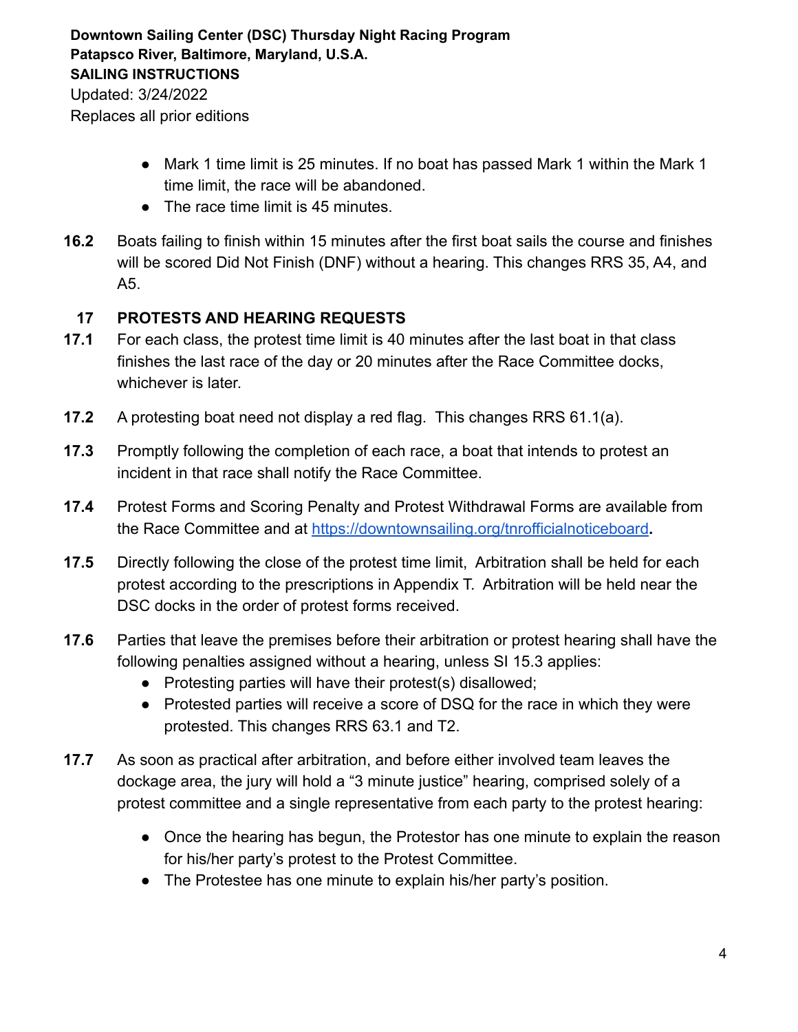- Mark 1 time limit is 25 minutes. If no boat has passed Mark 1 within the Mark 1 time limit, the race will be abandoned.
- The race time limit is 45 minutes.

**16.2** Boats failing to finish within 15 minutes after the first boat sails the course and finishes will be scored Did Not Finish (DNF) without a hearing. This changes RRS 35, A4, and A5.

## 17 PROTESTS AND HEARING REQUESTS

**17.1** For each class, the protest time limit is 40 minutes after the last boat in that class finishes the last race of the day or 20 minutes after the Race Committee docks, whichever is later.

**17.2** A protesting boat need not display a red flag. This changes RRS 61.1(a).

**17.3** Promptly following the completion of each race, a boat that intends to protest an incident in that race shall notify the Race Committee.

**17.4** Protest Forms and Scoring Penalty and Protest Withdrawal Forms are available from the Race Committee and at [https://downtownsailing.org/tnrofficialnoticeboard](https://downtownsailing.org/tnrofficialnoticeboard).

**17.5** Directly following the close of the protest time limit, Arbitration shall be held for each protest according to the prescriptions in Appendix T. Arbitration will be held near the DSC docks in the order of protest forms received.

**17.6** Parties that leave the premises before their arbitration or protest hearing shall have the following penalties assigned without a hearing, unless SI 15.3 applies:

- Protesting parties will have their protest(s) disallowed;
- Protested parties will receive a score of DSQ for the race in which they were protested. This changes RRS 63.1 and T2.

**17.7** As soon as practical after arbitration, and before either involved team leaves the dockage area, the jury will hold a "3 minute justice" hearing, comprised solely of a protest committee and a single representative from each party to the protest hearing:

- Once the hearing has begun, the Protestor has one minute to explain the reason for his/her party's protest to the Protest Committee.
- The Protestee has one minute to explain his/her party's position.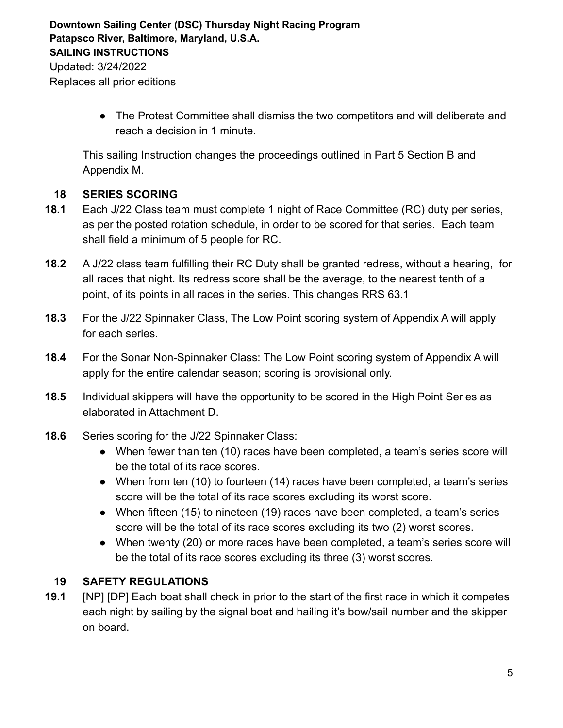- The Protest Committee shall dismiss the two competitors and will deliberate and reach a decision in 1 minute.

This sailing Instruction changes the proceedings outlined in Part 5 Section B and Appendix M.

## 18 SERIES SCORING

**18.1** Each J/22 Class team must complete 1 night of Race Committee (RC) duty per series, as per the posted rotation schedule, in order to be scored for that series. Each team shall field a minimum of 5 people for RC.

**18.2** A J/22 class team fulfilling their RC Duty shall be granted redress, without a hearing, for all races that night. Its redress score shall be the average, to the nearest tenth of a point, of its points in all races in the series. This changes RRS 63.1

**18.3** For the J/22 Spinnaker Class, The Low Point scoring system of Appendix A will apply for each series.

**18.4** For the Sonar Non-Spinnaker Class: The Low Point scoring system of Appendix A will apply for the entire calendar season; scoring is provisional only.

**18.5** Individual skippers will have the opportunity to be scored in the High Point Series as elaborated in Attachment D.

**18.6** Series scoring for the J/22 Spinnaker Class:

- When fewer than ten (10) races have been completed, a team's series score will be the total of its race scores.
- When from ten (10) to fourteen (14) races have been completed, a team's series score will be the total of its race scores excluding its worst score.
- When fifteen (15) to nineteen (19) races have been completed, a team's series score will be the total of its race scores excluding its two (2) worst scores.
- When twenty (20) or more races have been completed, a team's series score will be the total of its race scores excluding its three (3) worst scores.

## 19 SAFETY REGULATIONS

**19.1** [NP] [DP] Each boat shall check in prior to the start of the first race in which it competes each night by sailing by the signal boat and hailing it's bow/sail number and the skipper on board.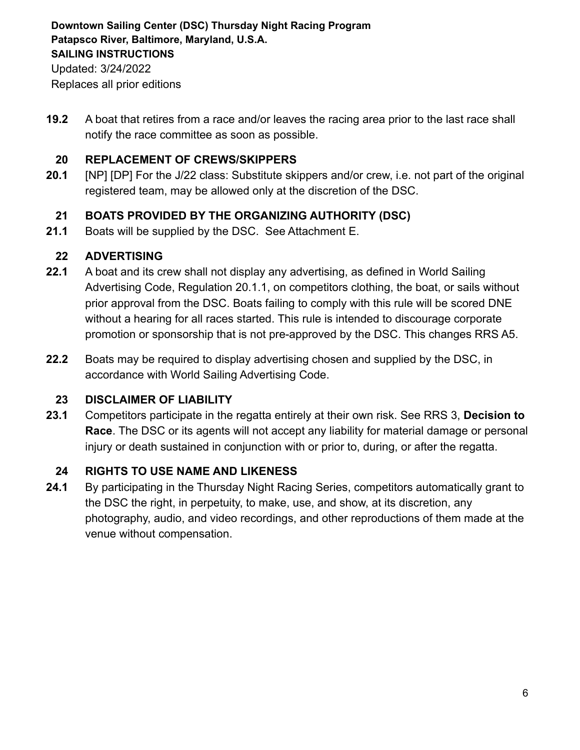**19.2** A boat that retires from a race and/or leaves the racing area prior to the last race shall notify the race committee as soon as possible.

## 20 REPLACEMENT OF CREWS/SKIPPERS

**20.1** [NP] [DP] For the J/22 class: Substitute skippers and/or crew, i.e. not part of the original registered team, may be allowed only at the discretion of the DSC.

## 21 BOATS PROVIDED BY THE ORGANIZING AUTHORITY (DSC)

**21.1** Boats will be supplied by the DSC. See Attachment E.

## 22 ADVERTISING

**22.1** A boat and its crew shall not display any advertising, as defined in World Sailing Advertising Code, Regulation 20.1.1, on competitors clothing, the boat, or sails without prior approval from the DSC. Boats failing to comply with this rule will be scored DNE without a hearing for all races started. This rule is intended to discourage corporate promotion or sponsorship that is not pre-approved by the DSC. This changes RRS A5.

**22.2** Boats may be required to display advertising chosen and supplied by the DSC, in accordance with World Sailing Advertising Code.

## 23 DISCLAIMER OF LIABILITY

**23.1** Competitors participate in the regatta entirely at their own risk. See RRS 3, **Decision to Race**. The DSC or its agents will not accept any liability for material damage or personal injury or death sustained in conjunction with or prior to, during, or after the regatta.

## 24 RIGHTS TO USE NAME AND LIKENESS

**24.1** By participating in the Thursday Night Racing Series, competitors automatically grant to the DSC the right, in perpetuity, to make, use, and show, at its discretion, any photography, audio, and video recordings, and other reproductions of them made at the venue without compensation.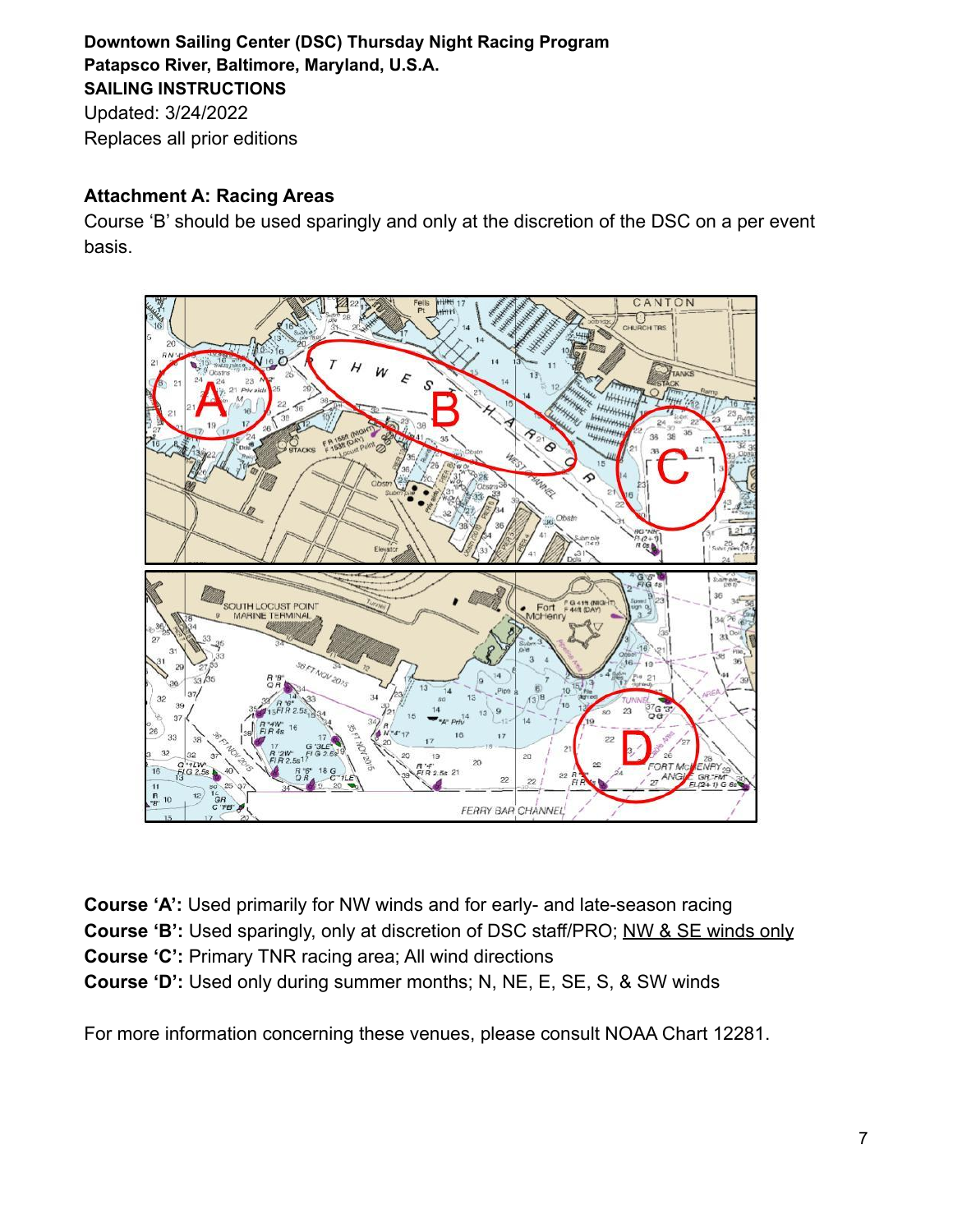**Downtown Sailing Center (DSC) Thursday Night Racing Program**
**Patapsco River, Baltimore, Maryland, U.S.A.**
**SAILING INSTRUCTIONS**
Updated: 3/24/2022
Replaces all prior editions

### Attachment A: Racing Areas

Course 'B' should be used sparingly and only at the discretion of the DSC on a per event basis.

**Course 'A':** Used primarily for NW winds and for early- and late-season racing
**Course 'B':** Used sparingly, only at discretion of DSC staff/PRO; <u>NW & SE winds only</u>
**Course 'C':** Primary TNR racing area; All wind directions
**Course 'D':** Used only during summer months; N, NE, E, SE, S, & SW winds

For more information concerning these venues, please consult NOAA Chart 12281.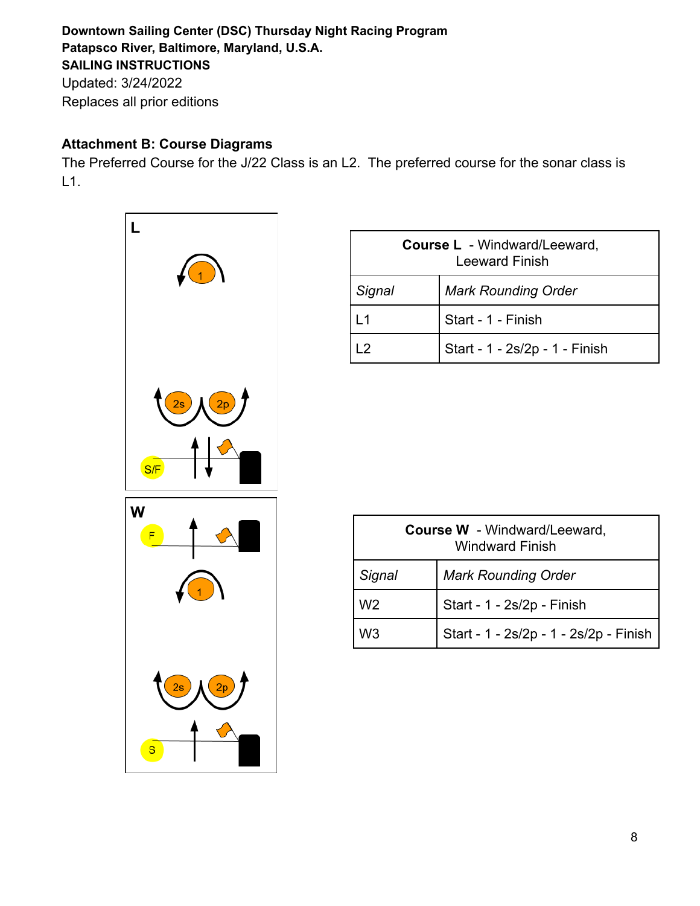**Downtown Sailing Center (DSC) Thursday Night Racing Program**
**Patapsco River, Baltimore, Maryland, U.S.A.**
**SAILING INSTRUCTIONS**
Updated: 3/24/2022
Replaces all prior editions

## Attachment B: Course Diagrams

The Preferred Course for the J/22 Class is an L2. The preferred course for the sonar class is L1.

| **Course L** - Windward/Leeward, Leeward Finish | |
|---|---|
| *Signal* | *Mark Rounding Order* |
| L1 | Start - 1 - Finish |
| L2 | Start - 1 - 2s/2p - 1 - Finish |

| **Course W** - Windward/Leeward, Windward Finish | |
|---|---|
| *Signal* | *Mark Rounding Order* |
| W2 | Start - 1 - 2s/2p - Finish |
| W3 | Start - 1 - 2s/2p - 1 - 2s/2p - Finish |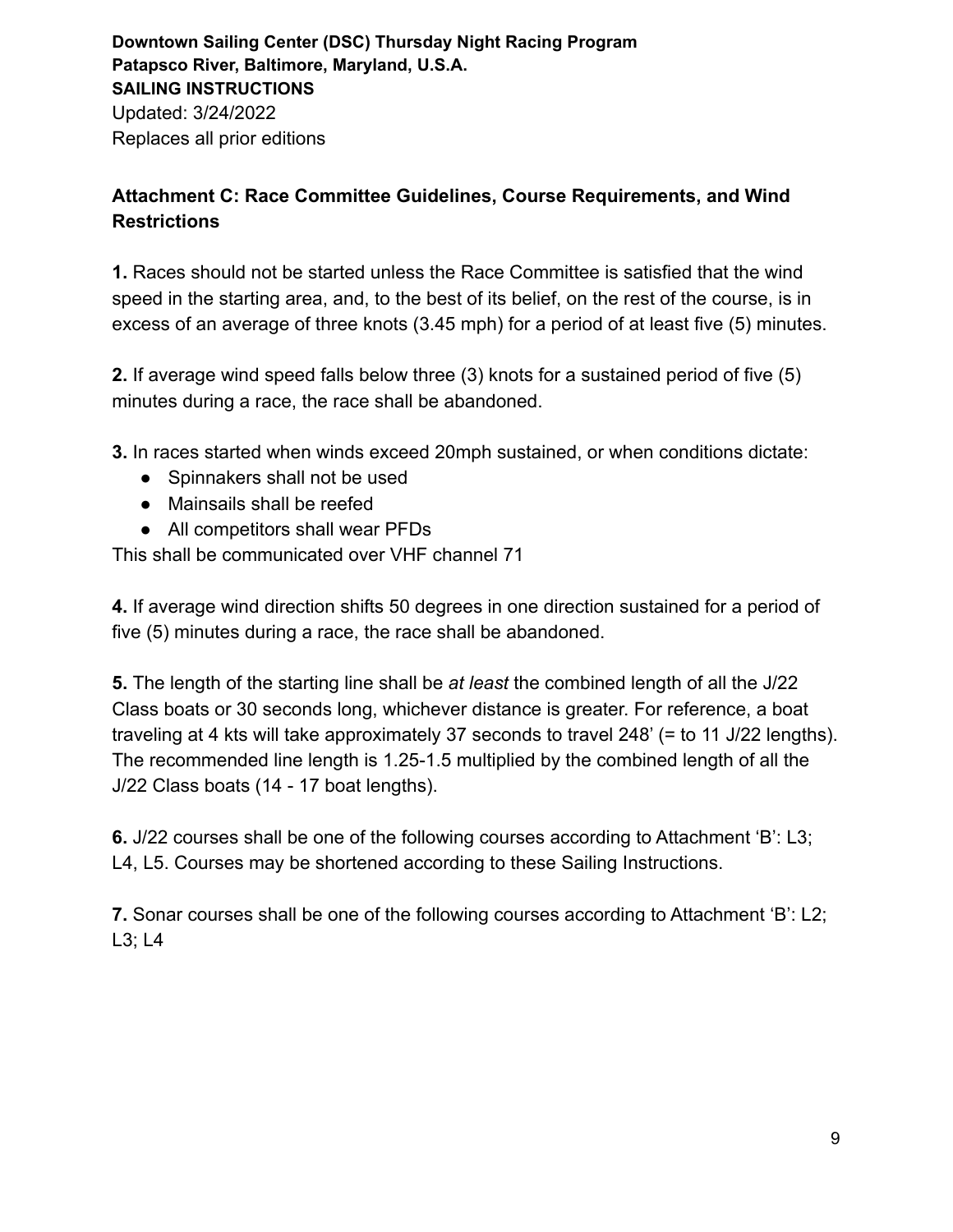**Downtown Sailing Center (DSC) Thursday Night Racing Program**
**Patapsco River, Baltimore, Maryland, U.S.A.**
**SAILING INSTRUCTIONS**
Updated: 3/24/2022
Replaces all prior editions

## Attachment C: Race Committee Guidelines, Course Requirements, and Wind Restrictions

**1.** Races should not be started unless the Race Committee is satisfied that the wind speed in the starting area, and, to the best of its belief, on the rest of the course, is in excess of an average of three knots (3.45 mph) for a period of at least five (5) minutes.

**2.** If average wind speed falls below three (3) knots for a sustained period of five (5) minutes during a race, the race shall be abandoned.

**3.** In races started when winds exceed 20mph sustained, or when conditions dictate:

- Spinnakers shall not be used
- Mainsails shall be reefed
- All competitors shall wear PFDs

This shall be communicated over VHF channel 71

**4.** If average wind direction shifts 50 degrees in one direction sustained for a period of five (5) minutes during a race, the race shall be abandoned.

**5.** The length of the starting line shall be *at least* the combined length of all the J/22 Class boats or 30 seconds long, whichever distance is greater. For reference, a boat traveling at 4 kts will take approximately 37 seconds to travel 248' (= to 11 J/22 lengths). The recommended line length is 1.25-1.5 multiplied by the combined length of all the J/22 Class boats (14 - 17 boat lengths).

**6.** J/22 courses shall be one of the following courses according to Attachment 'B': L3; L4, L5. Courses may be shortened according to these Sailing Instructions.

**7.** Sonar courses shall be one of the following courses according to Attachment 'B': L2; L3; L4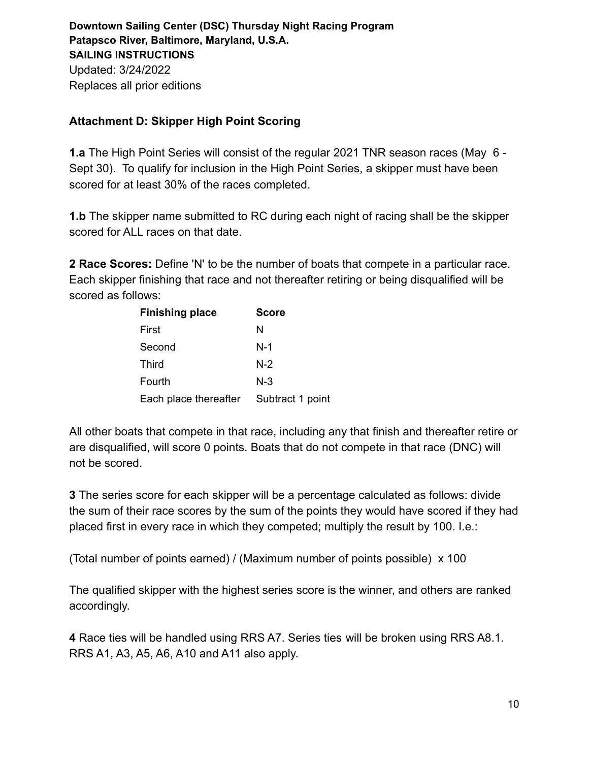**Downtown Sailing Center (DSC) Thursday Night Racing Program**
**Patapsco River, Baltimore, Maryland, U.S.A.**
**SAILING INSTRUCTIONS**
Updated: 3/24/2022
Replaces all prior editions

## Attachment D: Skipper High Point Scoring

**1.a** The High Point Series will consist of the regular 2021 TNR season races (May 6 - Sept 30). To qualify for inclusion in the High Point Series, a skipper must have been scored for at least 30% of the races completed.

**1.b** The skipper name submitted to RC during each night of racing shall be the skipper scored for ALL races on that date.

**2 Race Scores:** Define 'N' to be the number of boats that compete in a particular race. Each skipper finishing that race and not thereafter retiring or being disqualified will be scored as follows:

| Finishing place | Score |
|---|---|
| First | N |
| Second | N-1 |
| Third | N-2 |
| Fourth | N-3 |
| Each place thereafter | Subtract 1 point |

All other boats that compete in that race, including any that finish and thereafter retire or are disqualified, will score 0 points. Boats that do not compete in that race (DNC) will not be scored.

**3** The series score for each skipper will be a percentage calculated as follows: divide the sum of their race scores by the sum of the points they would have scored if they had placed first in every race in which they competed; multiply the result by 100. I.e.:

(Total number of points earned) / (Maximum number of points possible) x 100

The qualified skipper with the highest series score is the winner, and others are ranked accordingly.

**4** Race ties will be handled using RRS A7. Series ties will be broken using RRS A8.1. RRS A1, A3, A5, A6, A10 and A11 also apply.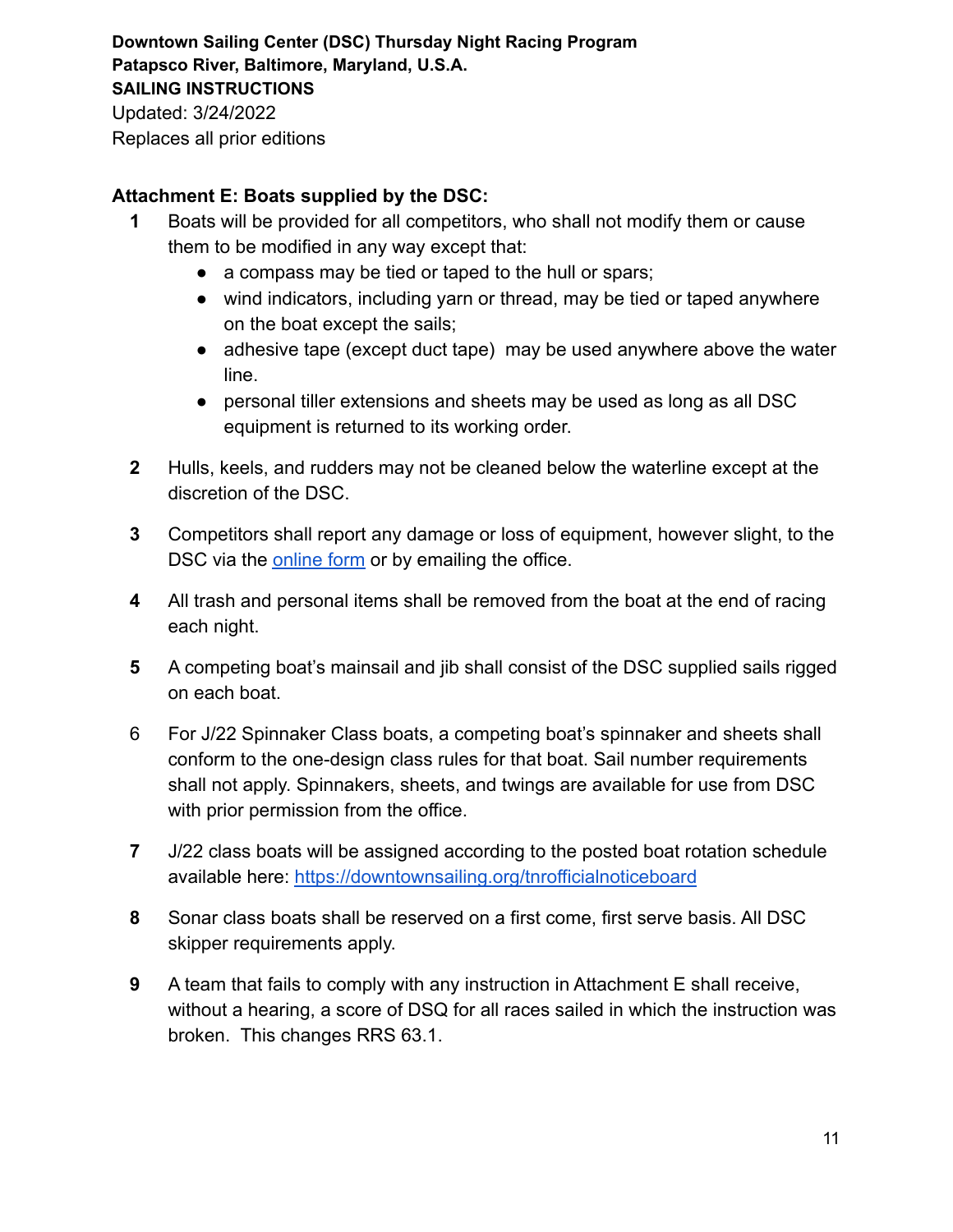**Downtown Sailing Center (DSC) Thursday Night Racing Program**
**Patapsco River, Baltimore, Maryland, U.S.A.**
**SAILING INSTRUCTIONS**
Updated: 3/24/2022
Replaces all prior editions

**Attachment E: Boats supplied by the DSC:**

1. Boats will be provided for all competitors, who shall not modify them or cause them to be modified in any way except that:
   - a compass may be tied or taped to the hull or spars;
   - wind indicators, including yarn or thread, may be tied or taped anywhere on the boat except the sails;
   - adhesive tape (except duct tape) may be used anywhere above the water line.
   - personal tiller extensions and sheets may be used as long as all DSC equipment is returned to its working order.

2. Hulls, keels, and rudders may not be cleaned below the waterline except at the discretion of the DSC.

3. Competitors shall report any damage or loss of equipment, however slight, to the DSC via the [online form]() or by emailing the office.

4. All trash and personal items shall be removed from the boat at the end of racing each night.

5. A competing boat's mainsail and jib shall consist of the DSC supplied sails rigged on each boat.

6. For J/22 Spinnaker Class boats, a competing boat's spinnaker and sheets shall conform to the one-design class rules for that boat. Sail number requirements shall not apply. Spinnakers, sheets, and twings are available for use from DSC with prior permission from the office.

7. J/22 class boats will be assigned according to the posted boat rotation schedule available here: https://downtownsailing.org/tnrofficialnoticeboard

8. Sonar class boats shall be reserved on a first come, first serve basis. All DSC skipper requirements apply.

9. A team that fails to comply with any instruction in Attachment E shall receive, without a hearing, a score of DSQ for all races sailed in which the instruction was broken. This changes RRS 63.1.